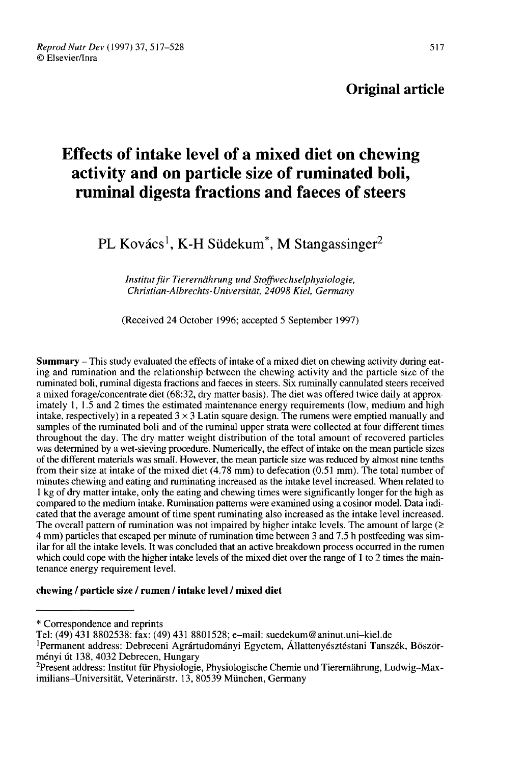**Original article**

# Effects of intake level of a mixed diet on chewing activity and on particle size of ruminated boli, ruminal digesta fractions and faeces of steers

PL Kovács[1], K-H Südekum*, M Stangassinger[2]

*Institut für Tierernährung und Stoffwechselphysiologie, Christian-Albrechts-Universität, 24098 Kiel, Germany*

(Received 24 October 1996; accepted 5 September 1997)

**Summary** – This study evaluated the effects of intake of a mixed diet on chewing activity during eating and rumination and the relationship between the chewing activity and the particle size of the ruminated boli, ruminal digesta fractions and faeces in steers. Six ruminally cannulated steers received a mixed forage/concentrate diet (68:32, dry matter basis). The diet was offered twice daily at approximately 1, 1.5 and 2 times the estimated maintenance energy requirements (low, medium and high intake, respectively) in a repeated 3 × 3 Latin square design. The rumens were emptied manually and samples of the ruminated boli and of the ruminal upper strata were collected at four different times throughout the day. The dry matter weight distribution of the total amount of recovered particles was determined by a wet-sieving procedure. Numerically, the effect of intake on the mean particle sizes of the different materials was small. However, the mean particle size was reduced by almost nine tenths from their size at intake of the mixed diet (4.78 mm) to defecation (0.51 mm). The total number of minutes chewing and eating and ruminating increased as the intake level increased. When related to 1 kg of dry matter intake, only the eating and chewing times were significantly longer for the high as compared to the medium intake. Rumination patterns were examined using a cosinor model. Data indicated that the average amount of time spent ruminating also increased as the intake level increased. The overall pattern of rumination was not impaired by higher intake levels. The amount of large (≥ 4 mm) particles that escaped per minute of rumination time between 3 and 7.5 h postfeeding was similar for all the intake levels. It was concluded that an active breakdown process occurred in the rumen which could cope with the higher intake levels of the mixed diet over the range of 1 to 2 times the maintenance energy requirement level.

**chewing / particle size / rumen / intake level / mixed diet**

---

* Correspondence and reprints

Tel: (49) 431 8802538: fax: (49) 431 8801528; e-mail: suedekum@aninut.uni-kiel.de

[1]Permanent address: Debreceni Agrártudományi Egyetem, Állattenyésztéstani Tanszék, Böszörményi út 138, 4032 Debrecen, Hungary

[2]Present address: Institut für Physiologie, Physiologische Chemie und Tierernährung, Ludwig-Maximilians-Universität, Veterinärstr. 13, 80539 München, Germany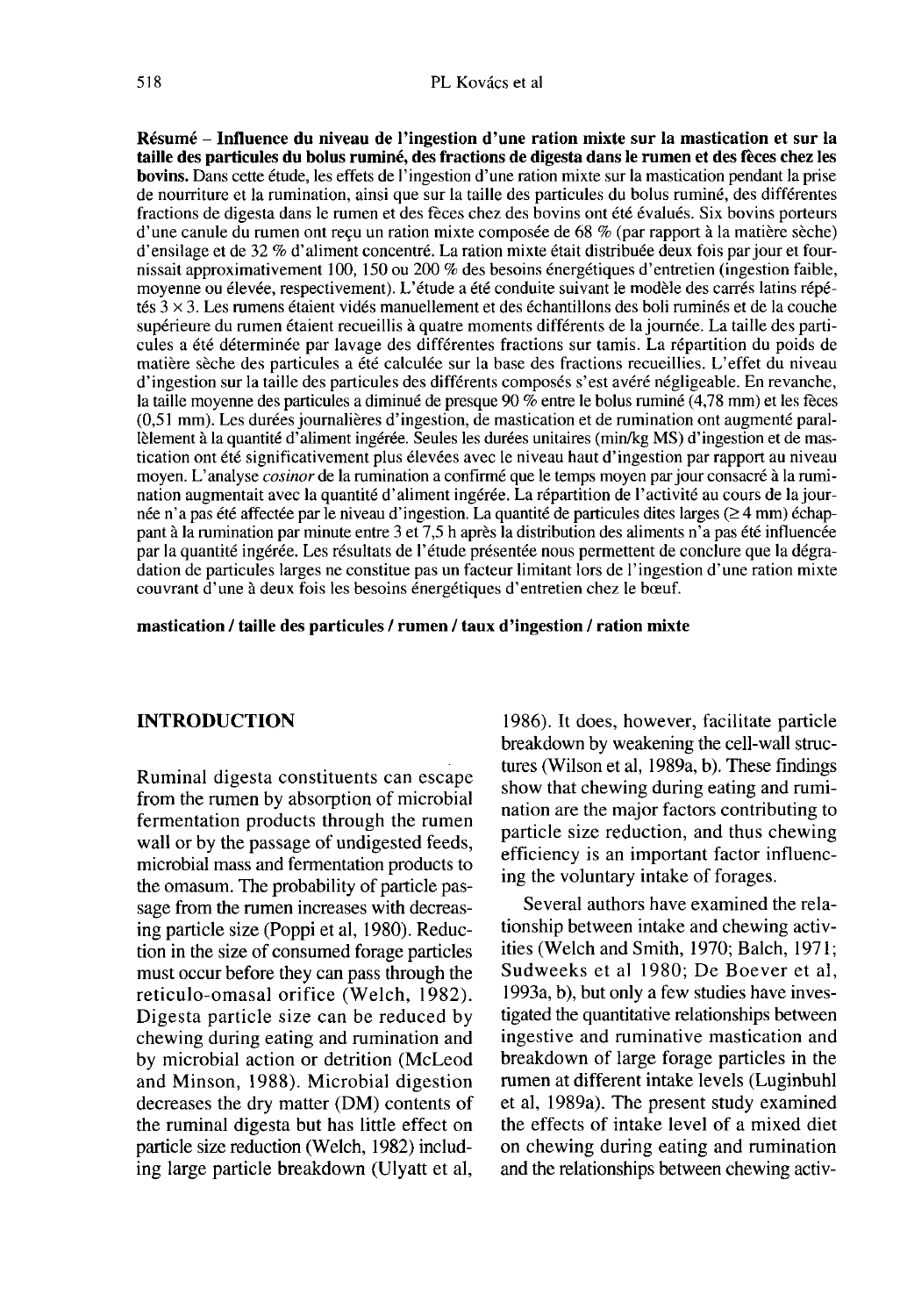**Résumé – Influence du niveau de l'ingestion d'une ration mixte sur la mastication et sur la taille des particules du bolus ruminé, des fractions de digesta dans le rumen et des fèces chez les bovins.** Dans cette étude, les effets de l'ingestion d'une ration mixte sur la mastication pendant la prise de nourriture et la rumination, ainsi que sur la taille des particules du bolus ruminé, des différentes fractions de digesta dans le rumen et des fèces chez des bovins ont été évalués. Six bovins porteurs d'une canule du rumen ont reçu un ration mixte composée de 68 % (par rapport à la matière sèche) d'ensilage et de 32 % d'aliment concentré. La ration mixte était distribuée deux fois par jour et fournissait approximativement 100, 150 ou 200 % des besoins énergétiques d'entretien (ingestion faible, moyenne ou élevée, respectivement). L'étude a été conduite suivant le modèle des carrés latins répétés 3 × 3. Les rumens étaient vidés manuellement et des échantillons des boli ruminés et de la couche supérieure du rumen étaient recueillis à quatre moments différents de la journée. La taille des particules a été déterminée par lavage des différentes fractions sur tamis. La répartition du poids de matière sèche des particules a été calculée sur la base des fractions recueillies. L'effet du niveau d'ingestion sur la taille des particules des différents composés s'est avéré négligeable. En revanche, la taille moyenne des particules a diminué de presque 90 % entre le bolus ruminé (4,78 mm) et les fèces (0,51 mm). Les durées journalières d'ingestion, de mastication et de rumination ont augmenté parallèlement à la quantité d'aliment ingérée. Seules les durées unitaires (min/kg MS) d'ingestion et de mastication ont été significativement plus élevées avec le niveau haut d'ingestion par rapport au niveau moyen. L'analyse *cosinor* de la rumination a confirmé que le temps moyen par jour consacré à la rumination augmentait avec la quantité d'aliment ingérée. La répartition de l'activité au cours de la journée n'a pas été affectée par le niveau d'ingestion. La quantité de particules dites larges (≥ 4 mm) échappant à la rumination par minute entre 3 et 7,5 h après la distribution des aliments n'a pas été influencée par la quantité ingérée. Les résultats de l'étude présentée nous permettent de conclure que la dégradation de particules larges ne constitue pas un facteur limitant lors de l'ingestion d'une ration mixte couvrant d'une à deux fois les besoins énergétiques d'entretien chez le bœuf.

**mastication / taille des particules / rumen / taux d'ingestion / ration mixte**

## INTRODUCTION

Ruminal digesta constituents can escape from the rumen by absorption of microbial fermentation products through the rumen wall or by the passage of undigested feeds, microbial mass and fermentation products to the omasum. The probability of particle passage from the rumen increases with decreasing particle size (Poppi et al, 1980). Reduction in the size of consumed forage particles must occur before they can pass through the reticulo-omasal orifice (Welch, 1982). Digesta particle size can be reduced by chewing during eating and rumination and by microbial action or detrition (McLeod and Minson, 1988). Microbial digestion decreases the dry matter (DM) contents of the ruminal digesta but has little effect on particle size reduction (Welch, 1982) including large particle breakdown (Ulyatt et al, 1986). It does, however, facilitate particle breakdown by weakening the cell-wall structures (Wilson et al, 1989a, b). These findings show that chewing during eating and rumination are the major factors contributing to particle size reduction, and thus chewing efficiency is an important factor influencing the voluntary intake of forages.

Several authors have examined the relationship between intake and chewing activities (Welch and Smith, 1970; Balch, 1971; Sudweeks et al 1980; De Boever et al, 1993a, b), but only a few studies have investigated the quantitative relationships between ingestive and ruminative mastication and breakdown of large forage particles in the rumen at different intake levels (Luginbuhl et al, 1989a). The present study examined the effects of intake level of a mixed diet on chewing during eating and rumination and the relationships between chewing activ-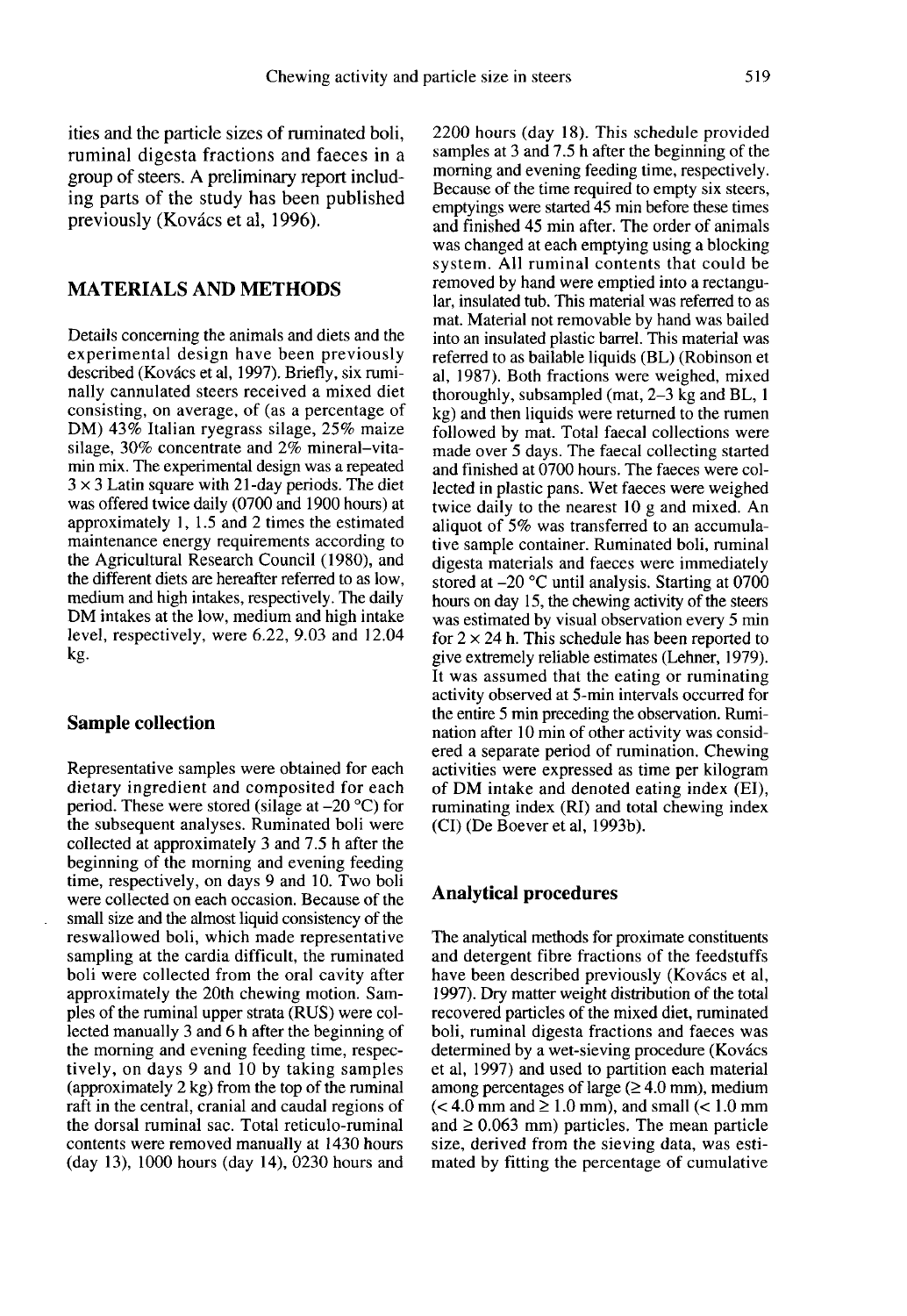ities and the particle sizes of ruminated boli, ruminal digesta fractions and faeces in a group of steers. A preliminary report including parts of the study has been published previously (Kovács et al, 1996).

## MATERIALS AND METHODS

Details concerning the animals and diets and the experimental design have been previously described (Kovács et al, 1997). Briefly, six ruminally cannulated steers received a mixed diet consisting, on average, of (as a percentage of DM) 43% Italian ryegrass silage, 25% maize silage, 30% concentrate and 2% mineral–vitamin mix. The experimental design was a repeated 3 × 3 Latin square with 21-day periods. The diet was offered twice daily (0700 and 1900 hours) at approximately 1, 1.5 and 2 times the estimated maintenance energy requirements according to the Agricultural Research Council (1980), and the different diets are hereafter referred to as low, medium and high intakes, respectively. The daily DM intakes at the low, medium and high intake level, respectively, were 6.22, 9.03 and 12.04 kg.

### Sample collection

Representative samples were obtained for each dietary ingredient and composited for each period. These were stored (silage at –20 °C) for the subsequent analyses. Ruminated boli were collected at approximately 3 and 7.5 h after the beginning of the morning and evening feeding time, respectively, on days 9 and 10. Two boli were collected on each occasion. Because of the small size and the almost liquid consistency of the reswallowed boli, which made representative sampling at the cardia difficult, the ruminated boli were collected from the oral cavity after approximately the 20th chewing motion. Samples of the ruminal upper strata (RUS) were collected manually 3 and 6 h after the beginning of the morning and evening feeding time, respectively, on days 9 and 10 by taking samples (approximately 2 kg) from the top of the ruminal raft in the central, cranial and caudal regions of the dorsal ruminal sac. Total reticulo-ruminal contents were removed manually at 1430 hours (day 13), 1000 hours (day 14), 0230 hours and 2200 hours (day 18). This schedule provided samples at 3 and 7.5 h after the beginning of the morning and evening feeding time, respectively. Because of the time required to empty six steers, emptyings were started 45 min before these times and finished 45 min after. The order of animals was changed at each emptying using a blocking system. All ruminal contents that could be removed by hand were emptied into a rectangular, insulated tub. This material was referred to as mat. Material not removable by hand was bailed into an insulated plastic barrel. This material was referred to as bailable liquids (BL) (Robinson et al, 1987). Both fractions were weighed, mixed thoroughly, subsampled (mat, 2–3 kg and BL, 1 kg) and then liquids were returned to the rumen followed by mat. Total faecal collections were made over 5 days. The faecal collecting started and finished at 0700 hours. The faeces were collected in plastic pans. Wet faeces were weighed twice daily to the nearest 10 g and mixed. An aliquot of 5% was transferred to an accumulative sample container. Ruminated boli, ruminal digesta materials and faeces were immediately stored at –20 °C until analysis. Starting at 0700 hours on day 15, the chewing activity of the steers was estimated by visual observation every 5 min for 2 × 24 h. This schedule has been reported to give extremely reliable estimates (Lehner, 1979). It was assumed that the eating or ruminating activity observed at 5-min intervals occurred for the entire 5 min preceding the observation. Rumination after 10 min of other activity was considered a separate period of rumination. Chewing activities were expressed as time per kilogram of DM intake and denoted eating index (EI), ruminating index (RI) and total chewing index (CI) (De Boever et al, 1993b).

### Analytical procedures

The analytical methods for proximate constituents and detergent fibre fractions of the feedstuffs have been described previously (Kovács et al, 1997). Dry matter weight distribution of the total recovered particles of the mixed diet, ruminated boli, ruminal digesta fractions and faeces was determined by a wet-sieving procedure (Kovács et al, 1997) and used to partition each material among percentages of large (≥ 4.0 mm), medium (< 4.0 mm and ≥ 1.0 mm), and small (< 1.0 mm and ≥ 0.063 mm) particles. The mean particle size, derived from the sieving data, was estimated by fitting the percentage of cumulative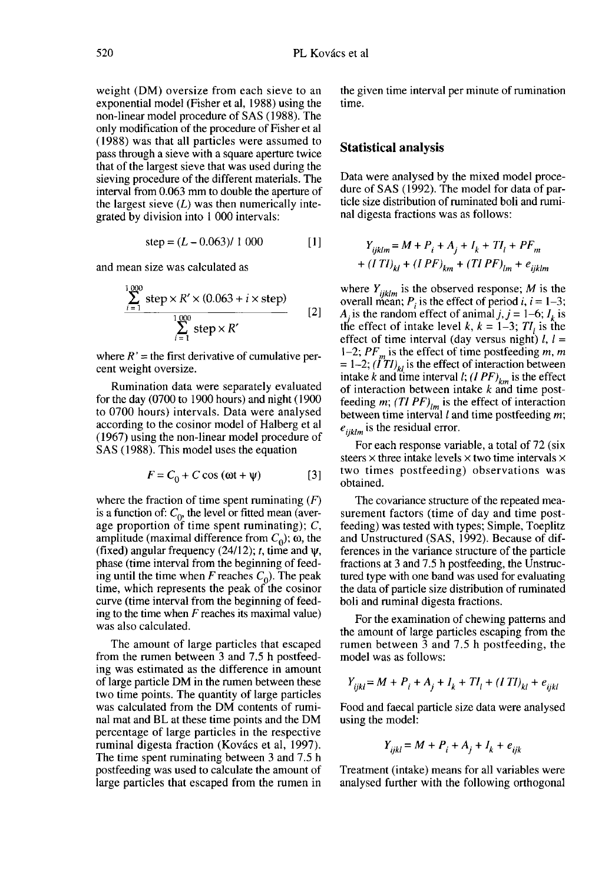weight (DM) oversize from each sieve to an exponential model (Fisher et al, 1988) using the non-linear model procedure of SAS (1988). The only modification of the procedure of Fisher et al (1988) was that all particles were assumed to pass through a sieve with a square aperture twice that of the largest sieve that was used during the sieving procedure of the different materials. The interval from 0.063 mm to double the aperture of the largest sieve ($L$) was then numerically integrated by division into 1 000 intervals:

$$\text{step} = (L - 0.063)/\,1\,000 \qquad [1]$$

and mean size was calculated as

$$\frac{\sum_{i=1}^{1\,000} \text{step} \times R' \times (0.063 + i \times \text{step})}{\sum_{i=1}^{1\,000} \text{step} \times R'} \qquad [2]$$

where $R'$ = the first derivative of cumulative percent weight oversize.

Rumination data were separately evaluated for the day (0700 to 1900 hours) and night (1900 to 0700 hours) intervals. Data were analysed according to the cosinor model of Halberg et al (1967) using the non-linear model procedure of SAS (1988). This model uses the equation

$$F = C_0 + C \cos(\omega t + \psi) \qquad [3]$$

where the fraction of time spent ruminating ($F$) is a function of: $C_0$, the level or fitted mean (average proportion of time spent ruminating); $C$, amplitude (maximal difference from $C_0$); $\omega$, the (fixed) angular frequency (24/12); $t$, time and $\psi$, phase (time interval from the beginning of feeding until the time when $F$ reaches $C_0$). The peak time, which represents the peak of the cosinor curve (time interval from the beginning of feeding to the time when $F$ reaches its maximal value) was also calculated.

The amount of large particles that escaped from the rumen between 3 and 7.5 h postfeeding was estimated as the difference in amount of large particle DM in the rumen between these two time points. The quantity of large particles was calculated from the DM contents of ruminal mat and BL at these time points and the DM percentage of large particles in the respective ruminal digesta fraction (Kovács et al, 1997). The time spent ruminating between 3 and 7.5 h postfeeding was used to calculate the amount of large particles that escaped from the rumen in the given time interval per minute of rumination time.

## Statistical analysis

Data were analysed by the mixed model procedure of SAS (1992). The model for data of particle size distribution of ruminated boli and ruminal digesta fractions was as follows:

$$Y_{ijklm} = M + P_i + A_j + I_k + TI_l + PF_m + (I\,TI)_{kl} + (I\,PF)_{km} + (TI\,PF)_{lm} + e_{ijklm}$$

where $Y_{ijklm}$ is the observed response; $M$ is the overall mean; $P_i$ is the effect of period $i$, $i$ = 1–3; $A_j$ is the random effect of animal $j$, $j$ = 1–6; $I_k$ is the effect of intake level $k$, $k$ = 1–3; $TI_l$ is the effect of time interval (day versus night) $l$, $l$ = 1–2; $PF_m$ is the effect of time postfeeding $m$, $m$ = 1–2; $(I\,TI)_{kl}$ is the effect of interaction between intake $k$ and time interval $l$; $(I\,PF)_{km}$ is the effect of interaction between intake $k$ and time postfeeding $m$; $(TI\,PF)_{lm}$ is the effect of interaction between time interval $l$ and time postfeeding $m$; $e_{ijklm}$ is the residual error.

For each response variable, a total of 72 (six steers × three intake levels × two time intervals × two times postfeeding) observations was obtained.

The covariance structure of the repeated measurement factors (time of day and time postfeeding) was tested with types; Simple, Toeplitz and Unstructured (SAS, 1992). Because of differences in the variance structure of the particle fractions at 3 and 7.5 h postfeeding, the Unstructured type with one band was used for evaluating the data of particle size distribution of ruminated boli and ruminal digesta fractions.

For the examination of chewing patterns and the amount of large particles escaping from the rumen between 3 and 7.5 h postfeeding, the model was as follows:

$$Y_{ijkl} = M + P_i + A_j + I_k + TI_l + (I\,TI)_{kl} + e_{ijkl}$$

Food and faecal particle size data were analysed using the model:

$$Y_{ijkl} = M + P_i + A_j + I_k + e_{ijk}$$

Treatment (intake) means for all variables were analysed further with the following orthogonal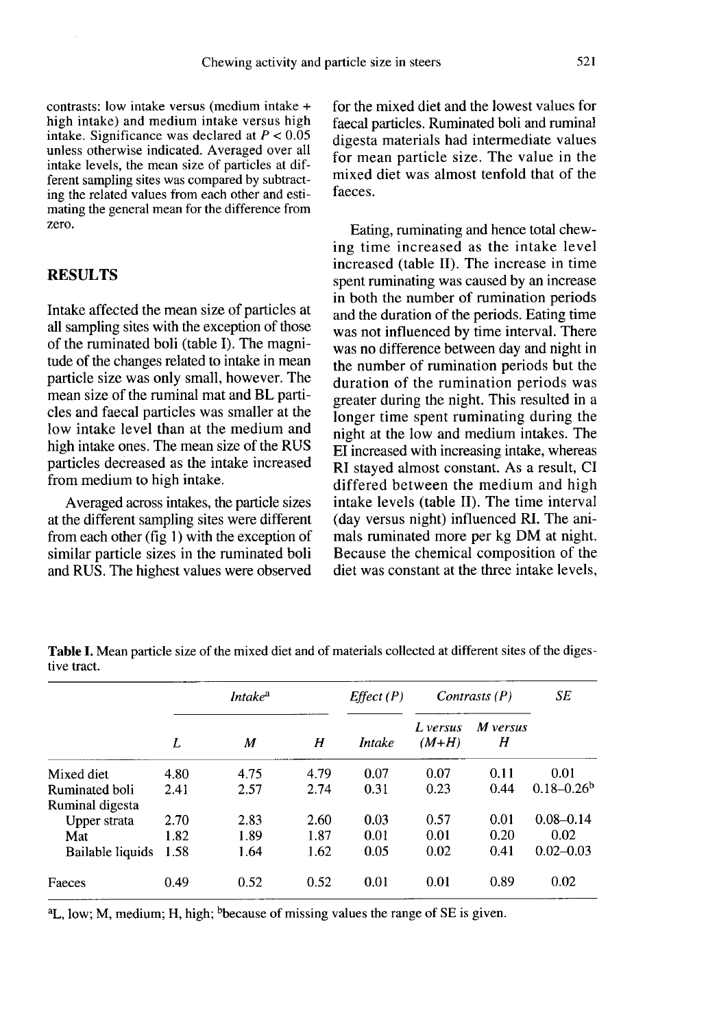contrasts: low intake versus (medium intake + high intake) and medium intake versus high intake. Significance was declared at $P < 0.05$ unless otherwise indicated. Averaged over all intake levels, the mean size of particles at different sampling sites was compared by subtracting the related values from each other and estimating the general mean for the difference from zero.

## RESULTS

Intake affected the mean size of particles at all sampling sites with the exception of those of the ruminated boli (table I). The magnitude of the changes related to intake in mean particle size was only small, however. The mean size of the ruminal mat and BL particles and faecal particles was smaller at the low intake level than at the medium and high intake ones. The mean size of the RUS particles decreased as the intake increased from medium to high intake.

Averaged across intakes, the particle sizes at the different sampling sites were different from each other (fig 1) with the exception of similar particle sizes in the ruminated boli and RUS. The highest values were observed for the mixed diet and the lowest values for faecal particles. Ruminated boli and ruminal digesta materials had intermediate values for mean particle size. The value in the mixed diet was almost tenfold that of the faeces.

Eating, ruminating and hence total chewing time increased as the intake level increased (table II). The increase in time spent ruminating was caused by an increase in both the number of rumination periods and the duration of the periods. Eating time was not influenced by time interval. There was no difference between day and night in the number of rumination periods but the duration of the rumination periods was greater during the night. This resulted in a longer time spent ruminating during the night at the low and medium intakes. The EI increased with increasing intake, whereas RI stayed almost constant. As a result, CI differed between the medium and high intake levels (table II). The time interval (day versus night) influenced RI. The animals ruminated more per kg DM at night. Because the chemical composition of the diet was constant at the three intake levels,

**Table I.** Mean particle size of the mixed diet and of materials collected at different sites of the digestive tract.

| | *Intake*[a] | | | *Effect (P)* | *Contrasts (P)* | | *SE* |
|---|---|---|---|---|---|---|---|
| | *L* | *M* | *H* | *Intake* | *L versus (M+H)* | *M versus H* | |
| Mixed diet | 4.80 | 4.75 | 4.79 | 0.07 | 0.07 | 0.11 | 0.01 |
| Ruminated boli | 2.41 | 2.57 | 2.74 | 0.31 | 0.23 | 0.44 | 0.18–0.26[b] |
| Ruminal digesta | | | | | | | |
| Upper strata | 2.70 | 2.83 | 2.60 | 0.03 | 0.57 | 0.01 | 0.08–0.14 |
| Mat | 1.82 | 1.89 | 1.87 | 0.01 | 0.01 | 0.20 | 0.02 |
| Bailable liquids | 1.58 | 1.64 | 1.62 | 0.05 | 0.02 | 0.41 | 0.02–0.03 |
| Faeces | 0.49 | 0.52 | 0.52 | 0.01 | 0.01 | 0.89 | 0.02 |

[a]L, low; M, medium; H, high; [b]because of missing values the range of SE is given.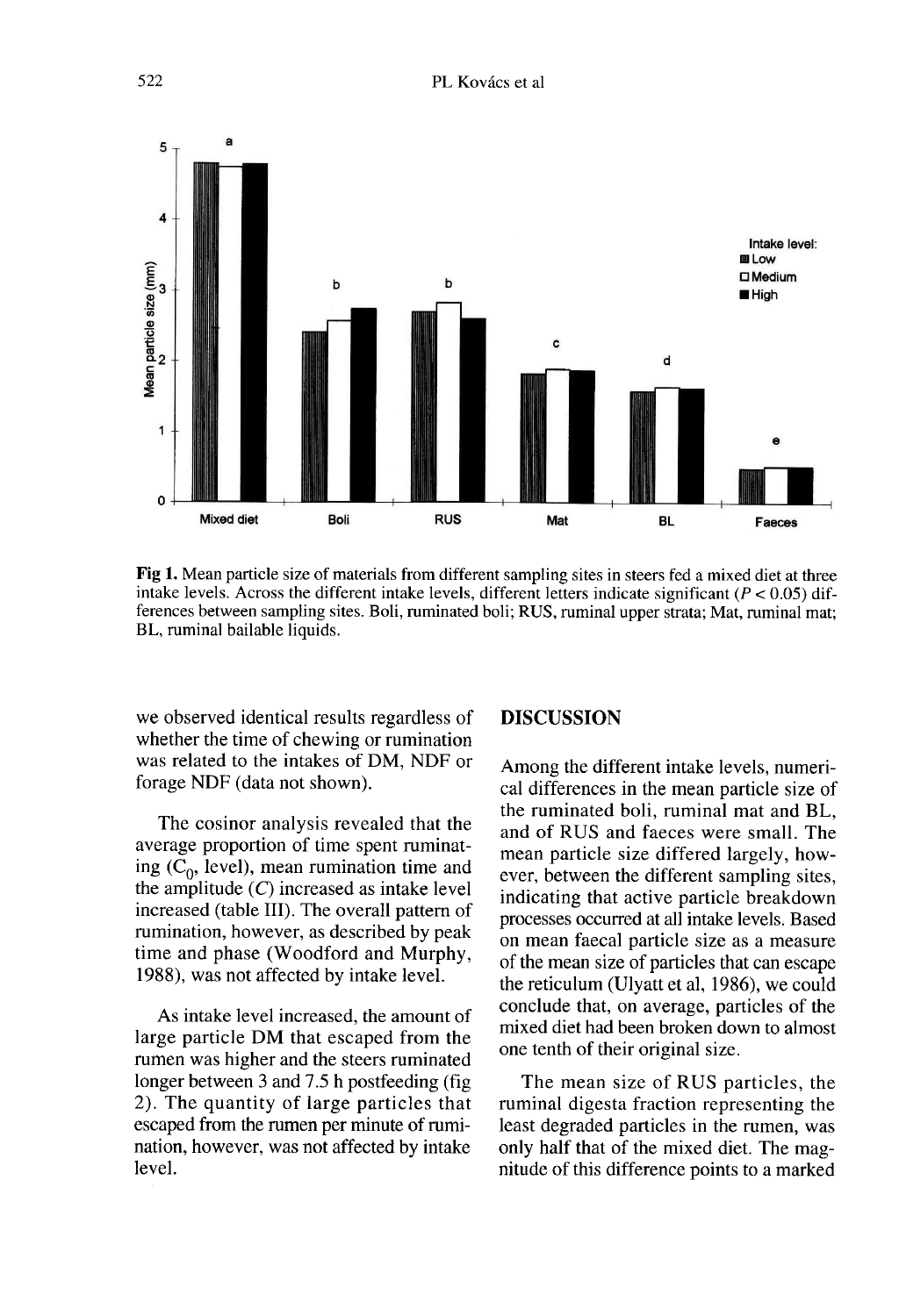Fig 1. Mean particle size of materials from different sampling sites in steers fed a mixed diet at three intake levels. Across the different intake levels, different letters indicate significant ($P < 0.05$) differences between sampling sites. Boli, ruminated boli; RUS, ruminal upper strata; Mat, ruminal mat; BL, ruminal bailable liquids.

we observed identical results regardless of whether the time of chewing or rumination was related to the intakes of DM, NDF or forage NDF (data not shown).

The cosinor analysis revealed that the average proportion of time spent ruminating ($C_0$, level), mean rumination time and the amplitude ($C$) increased as intake level increased (table III). The overall pattern of rumination, however, as described by peak time and phase (Woodford and Murphy, 1988), was not affected by intake level.

As intake level increased, the amount of large particle DM that escaped from the rumen was higher and the steers ruminated longer between 3 and 7.5 h postfeeding (fig 2). The quantity of large particles that escaped from the rumen per minute of rumination, however, was not affected by intake level.

## DISCUSSION

Among the different intake levels, numerical differences in the mean particle size of the ruminated boli, ruminal mat and BL, and of RUS and faeces were small. The mean particle size differed largely, however, between the different sampling sites, indicating that active particle breakdown processes occurred at all intake levels. Based on mean faecal particle size as a measure of the mean size of particles that can escape the reticulum (Ulyatt et al, 1986), we could conclude that, on average, particles of the mixed diet had been broken down to almost one tenth of their original size.

The mean size of RUS particles, the ruminal digesta fraction representing the least degraded particles in the rumen, was only half that of the mixed diet. The magnitude of this difference points to a marked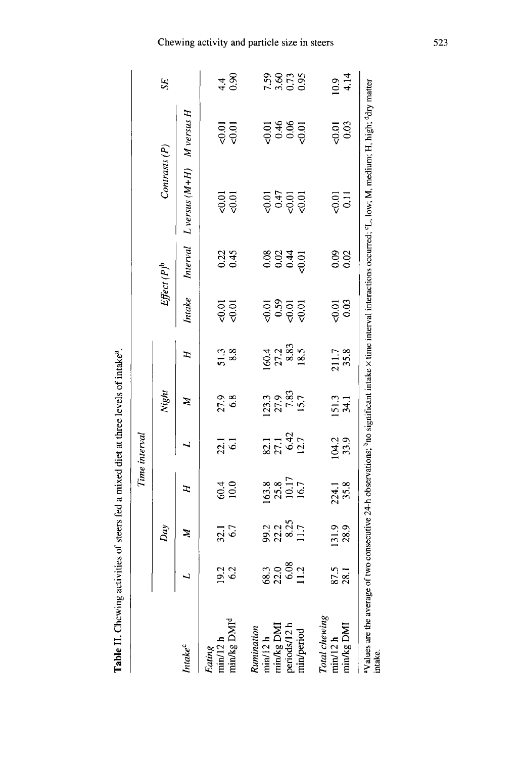**Table II.** Chewing activities of steers fed a mixed diet at three levels of intake[a].

| Intake[c] | Time interval | | | | | | Effect (P)[b] | | Contrasts (P) | | SE |
|---|---|---|---|---|---|---|---|---|---|---|---|
| | Day | | | Night | | | | | | | |
| | L | M | H | L | M | H | Intake | Interval | L versus (M+H) | M versus H | |
| *Eating* | | | | | | | | | | | |
| min/12 h | 19.2 | 32.1 | 60.4 | 22.1 | 27.9 | 51.3 | <0.01 | 0.22 | <0.01 | <0.01 | 4.4 |
| min/kg DMI[d] | 6.2 | 6.7 | 10.0 | 6.1 | 6.8 | 8.8 | <0.01 | 0.45 | <0.01 | <0.01 | 0.90 |
| *Rumination* | | | | | | | | | | | |
| min/12 h | 68.3 | 99.2 | 163.8 | 82.1 | 123.3 | 160.4 | <0.01 | 0.08 | <0.01 | <0.01 | 7.59 |
| min/kg DMI | 22.0 | 22.2 | 25.8 | 27.1 | 27.9 | 27.2 | 0.59 | 0.02 | 0.47 | 0.46 | 3.60 |
| periods/12 h | 6.08 | 8.25 | 10.17 | 6.42 | 7.83 | 8.83 | <0.01 | 0.44 | <0.01 | 0.06 | 0.73 |
| min/period | 11.2 | 11.7 | 16.7 | 12.7 | 15.7 | 18.5 | <0.01 | <0.01 | <0.01 | <0.01 | 0.95 |
| *Total chewing* | | | | | | | | | | | |
| min/12 h | 87.5 | 131.9 | 224.1 | 104.2 | 151.3 | 211.7 | <0.01 | 0.09 | <0.01 | <0.01 | 10.9 |
| min/kg DMI | 28.1 | 28.9 | 35.8 | 33.9 | 34.1 | 35.8 | 0.03 | 0.02 | 0.11 | 0.03 | 4.14 |

[a]Values are the average of two consecutive 24-h observations; [b]no significant intake × time interval interactions occurred; [c]L, low; M, medium; H, high; [d]dry matter intake.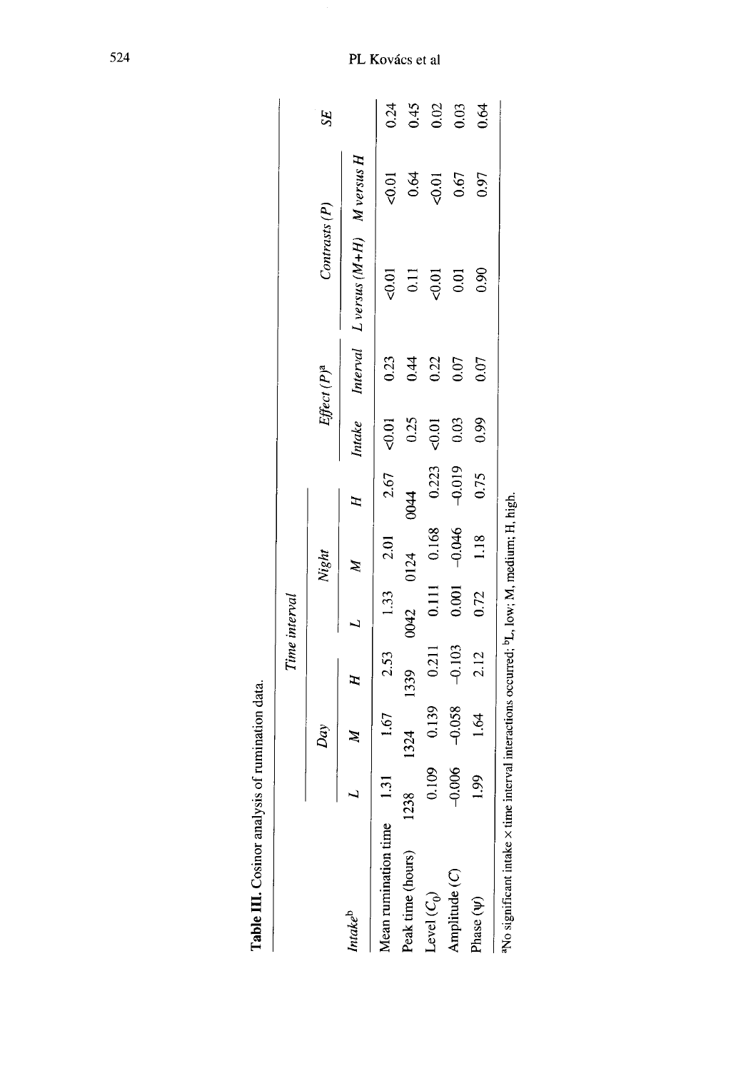**Table III.** Cosinor analysis of rumination data.

| | Time interval | | | | | | | | | | | |
|---|---|---|---|---|---|---|---|---|---|---|---|---|
| | Day | | | Night | | | Effect (P)[a] | | Contrasts (P) | | SE |
| Intake[b] | L | M | H | L | M | H | Intake | Interval | L versus (M+H) | M versus H | |
| Mean rumination time | 1.31 | 1.67 | 2.53 | 1.33 | 2.01 | 2.67 | <0.01 | 0.23 | <0.01 | <0.01 | 0.24 |
| Peak time (hours) | 1238 | 1324 | 1339 | 0042 | 0124 | 0044 | 0.25 | 0.44 | 0.11 | 0.64 | 0.45 |
| Level ($C_0$) | 0.109 | 0.139 | 0.211 | 0.111 | 0.168 | 0.223 | <0.01 | 0.22 | <0.01 | <0.01 | 0.02 |
| Amplitude ($C$) | –0.006 | –0.058 | –0.103 | 0.001 | –0.046 | –0.019 | 0.03 | 0.07 | 0.01 | 0.67 | 0.03 |
| Phase ($\psi$) | 1.99 | 1.64 | 2.12 | 0.72 | 1.18 | 0.75 | 0.99 | 0.07 | 0.90 | 0.97 | 0.64 |

[a]No significant intake × time interval interactions occurred; [b]L, low; M, medium; H, high.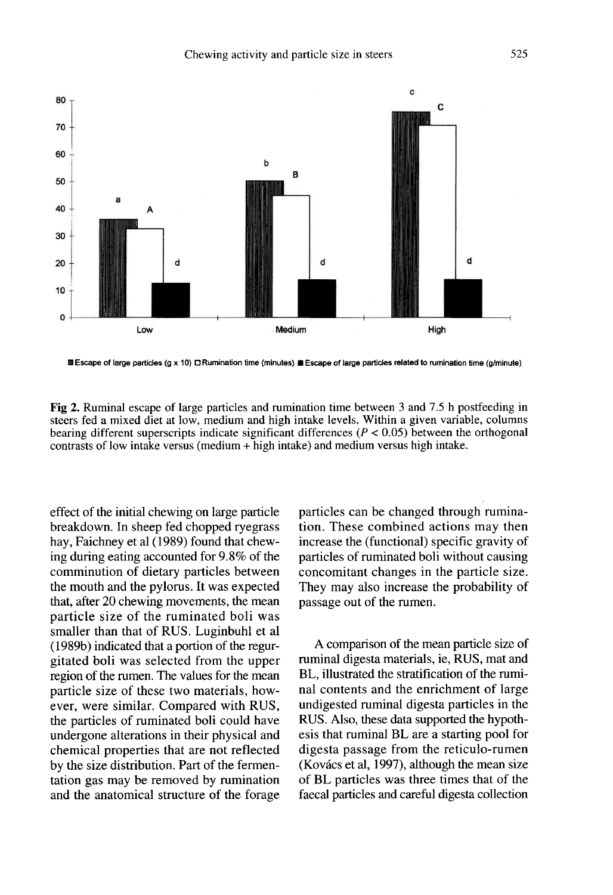■ Escape of large particles (g x 10) □ Rumination time (minutes) ■ Escape of large particles related to rumination time (g/minute)

**Fig 2.** Ruminal escape of large particles and rumination time between 3 and 7.5 h postfeeding in steers fed a mixed diet at low, medium and high intake levels. Within a given variable, columns bearing different superscripts indicate significant differences ($P < 0.05$) between the orthogonal contrasts of low intake versus (medium + high intake) and medium versus high intake.

effect of the initial chewing on large particle breakdown. In sheep fed chopped ryegrass hay, Faichney et al (1989) found that chewing during eating accounted for 9.8% of the comminution of dietary particles between the mouth and the pylorus. It was expected that, after 20 chewing movements, the mean particle size of the ruminated boli was smaller than that of RUS. Luginbuhl et al (1989b) indicated that a portion of the regurgitated boli was selected from the upper region of the rumen. The values for the mean particle size of these two materials, however, were similar. Compared with RUS, the particles of ruminated boli could have undergone alterations in their physical and chemical properties that are not reflected by the size distribution. Part of the fermentation gas may be removed by rumination and the anatomical structure of the forage particles can be changed through rumination. These combined actions may then increase the (functional) specific gravity of particles of ruminated boli without causing concomitant changes in the particle size. They may also increase the probability of passage out of the rumen.

A comparison of the mean particle size of ruminal digesta materials, ie, RUS, mat and BL, illustrated the stratification of the ruminal contents and the enrichment of large undigested ruminal digesta particles in the RUS. Also, these data supported the hypothesis that ruminal BL are a starting pool for digesta passage from the reticulo-rumen (Kovács et al, 1997), although the mean size of BL particles was three times that of the faecal particles and careful digesta collection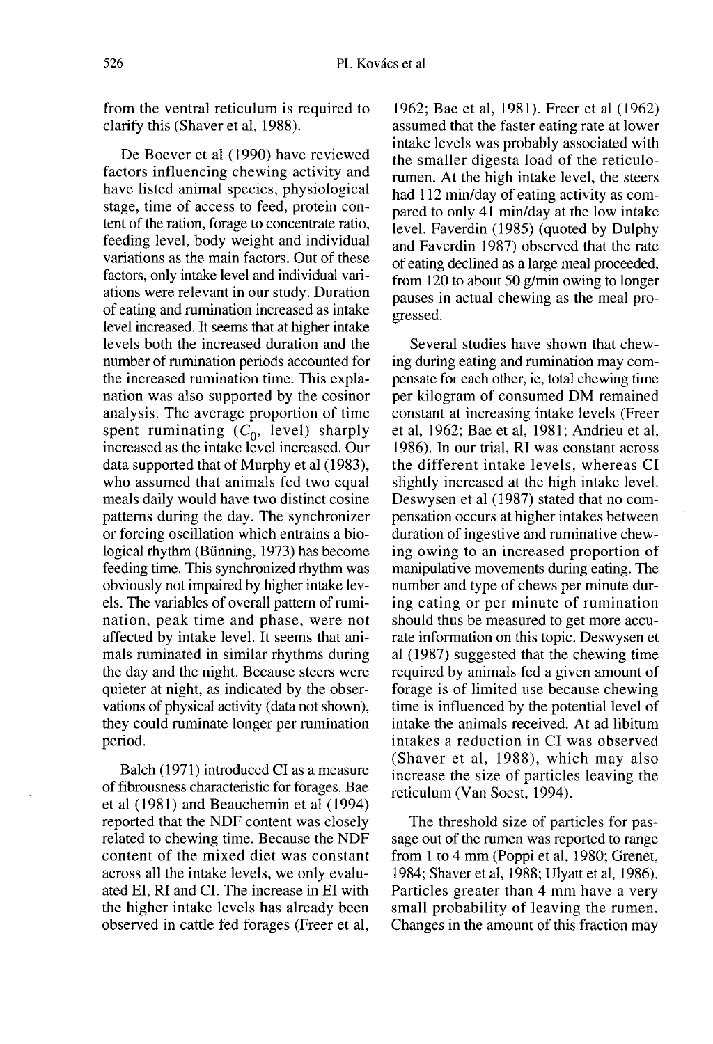from the ventral reticulum is required to clarify this (Shaver et al, 1988).

De Boever et al (1990) have reviewed factors influencing chewing activity and have listed animal species, physiological stage, time of access to feed, protein content of the ration, forage to concentrate ratio, feeding level, body weight and individual variations as the main factors. Out of these factors, only intake level and individual variations were relevant in our study. Duration of eating and rumination increased as intake level increased. It seems that at higher intake levels both the increased duration and the number of rumination periods accounted for the increased rumination time. This explanation was also supported by the cosinor analysis. The average proportion of time spent ruminating ($C_0$, level) sharply increased as the intake level increased. Our data supported that of Murphy et al (1983), who assumed that animals fed two equal meals daily would have two distinct cosine patterns during the day. The synchronizer or forcing oscillation which entrains a biological rhythm (Bünning, 1973) has become feeding time. This synchronized rhythm was obviously not impaired by higher intake levels. The variables of overall pattern of rumination, peak time and phase, were not affected by intake level. It seems that animals ruminated in similar rhythms during the day and the night. Because steers were quieter at night, as indicated by the observations of physical activity (data not shown), they could ruminate longer per rumination period.

Balch (1971) introduced CI as a measure of fibrousness characteristic for forages. Bae et al (1981) and Beauchemin et al (1994) reported that the NDF content was closely related to chewing time. Because the NDF content of the mixed diet was constant across all the intake levels, we only evaluated EI, RI and CI. The increase in EI with the higher intake levels has already been observed in cattle fed forages (Freer et al, 1962; Bae et al, 1981). Freer et al (1962) assumed that the faster eating rate at lower intake levels was probably associated with the smaller digesta load of the reticulorumen. At the high intake level, the steers had 112 min/day of eating activity as compared to only 41 min/day at the low intake level. Faverdin (1985) (quoted by Dulphy and Faverdin 1987) observed that the rate of eating declined as a large meal proceeded, from 120 to about 50 g/min owing to longer pauses in actual chewing as the meal progressed.

Several studies have shown that chewing during eating and rumination may compensate for each other, ie, total chewing time per kilogram of consumed DM remained constant at increasing intake levels (Freer et al, 1962; Bae et al, 1981; Andrieu et al, 1986). In our trial, RI was constant across the different intake levels, whereas CI slightly increased at the high intake level. Deswysen et al (1987) stated that no compensation occurs at higher intakes between duration of ingestive and ruminative chewing owing to an increased proportion of manipulative movements during eating. The number and type of chews per minute during eating or per minute of rumination should thus be measured to get more accurate information on this topic. Deswysen et al (1987) suggested that the chewing time required by animals fed a given amount of forage is of limited use because chewing time is influenced by the potential level of intake the animals received. At ad libitum intakes a reduction in CI was observed (Shaver et al, 1988), which may also increase the size of particles leaving the reticulum (Van Soest, 1994).

The threshold size of particles for passage out of the rumen was reported to range from 1 to 4 mm (Poppi et al, 1980; Grenet, 1984; Shaver et al, 1988; Ulyatt et al, 1986). Particles greater than 4 mm have a very small probability of leaving the rumen. Changes in the amount of this fraction may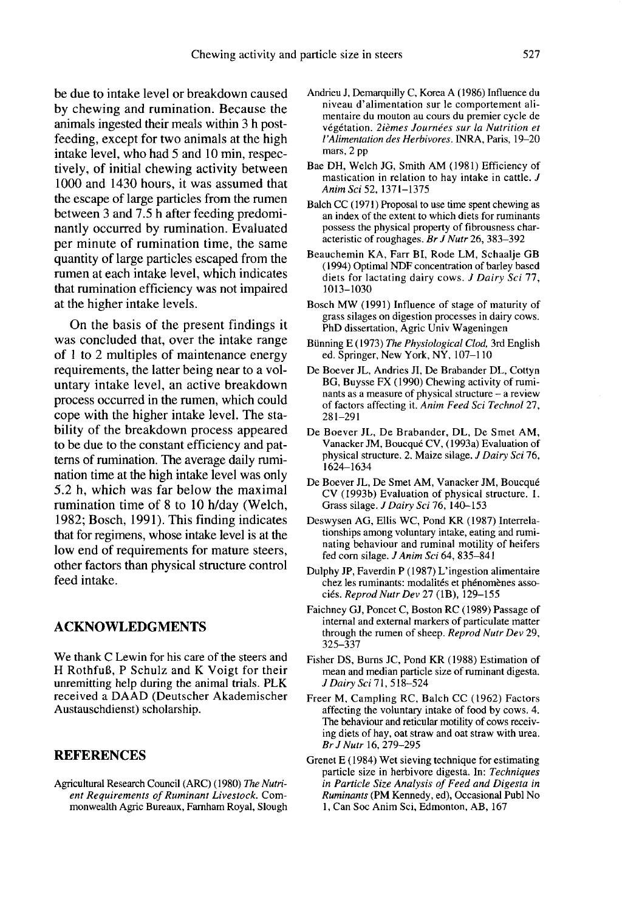be due to intake level or breakdown caused by chewing and rumination. Because the animals ingested their meals within 3 h post-feeding, except for two animals at the high intake level, who had 5 and 10 min, respectively, of initial chewing activity between 1000 and 1430 hours, it was assumed that the escape of large particles from the rumen between 3 and 7.5 h after feeding predominantly occurred by rumination. Evaluated per minute of rumination time, the same quantity of large particles escaped from the rumen at each intake level, which indicates that rumination efficiency was not impaired at the higher intake levels.

On the basis of the present findings it was concluded that, over the intake range of 1 to 2 multiples of maintenance energy requirements, the latter being near to a voluntary intake level, an active breakdown process occurred in the rumen, which could cope with the higher intake level. The stability of the breakdown process appeared to be due to the constant efficiency and patterns of rumination. The average daily rumination time at the high intake level was only 5.2 h, which was far below the maximal rumination time of 8 to 10 h/day (Welch, 1982; Bosch, 1991). This finding indicates that for regimens, whose intake level is at the low end of requirements for mature steers, other factors than physical structure control feed intake.

## ACKNOWLEDGMENTS

We thank C Lewin for his care of the steers and H Rothfuß, P Schulz and K Voigt for their unremitting help during the animal trials. PLK received a DAAD (Deutscher Akademischer Austauschdienst) scholarship.

## REFERENCES

Agricultural Research Council (ARC) (1980) *The Nutrient Requirements of Ruminant Livestock*. Commonwealth Agric Bureaux, Farnham Royal, Slough

Andrieu J, Demarquilly C, Korea A (1986) Influence du niveau d'alimentation sur le comportement alimentaire du mouton au cours du premier cycle de végétation. *2ièmes Journées sur la Nutrition et l'Alimentation des Herbivores*. INRA, Paris, 19–20 mars, 2 pp

Bae DH, Welch JG, Smith AM (1981) Efficiency of mastication in relation to hay intake in cattle. *J Anim Sci* 52, 1371–1375

Balch CC (1971) Proposal to use time spent chewing as an index of the extent to which diets for ruminants possess the physical property of fibrousness characteristic of roughages. *Br J Nutr* 26, 383–392

Beauchemin KA, Farr BI, Rode LM, Schaalje GB (1994) Optimal NDF concentration of barley based diets for lactating dairy cows. *J Dairy Sci* 77, 1013–1030

Bosch MW (1991) Influence of stage of maturity of grass silages on digestion processes in dairy cows. PhD dissertation, Agric Univ Wageningen

Bünning E (1973) *The Physiological Clod*, 3rd English ed. Springer, New York, NY, 107–110

De Boever JL, Andries JI, De Brabander DL, Cottyn BG, Buysse FX (1990) Chewing activity of ruminants as a measure of physical structure – a review of factors affecting it. *Anim Feed Sci Technol* 27, 281–291

De Boever JL, De Brabander, DL, De Smet AM, Vanacker JM, Boucqué CV, (1993a) Evaluation of physical structure. 2. Maize silage. *J Dairy Sci* 76, 1624–1634

De Boever JL, De Smet AM, Vanacker JM, Boucqué CV (1993b) Evaluation of physical structure. 1. Grass silage. *J Dairy Sci* 76, 140–153

Deswysen AG, Ellis WC, Pond KR (1987) Interrelationships among voluntary intake, eating and ruminating behaviour and ruminal motility of heifers fed corn silage. *J Anim Sci* 64, 835–841

Dulphy JP, Faverdin P (1987) L'ingestion alimentaire chez les ruminants: modalités et phénomènes associés. *Reprod Nutr Dev* 27 (1B), 129–155

Faichney GJ, Poncet C, Boston RC (1989) Passage of internal and external markers of particulate matter through the rumen of sheep. *Reprod Nutr Dev* 29, 325–337

Fisher DS, Burns JC, Pond KR (1988) Estimation of mean and median particle size of ruminant digesta. *J Dairy Sci* 71, 518–524

Freer M, Campling RC, Balch CC (1962) Factors affecting the voluntary intake of food by cows. 4. The behaviour and reticular motility of cows receiving diets of hay, oat straw and oat straw with urea. *Br J Nutr* 16, 279–295

Grenet E (1984) Wet sieving technique for estimating particle size in herbivore digesta. In: *Techniques in Particle Size Analysis of Feed and Digesta in Ruminants* (PM Kennedy, ed), Occasional Publ No 1, Can Soc Anim Sci, Edmonton, AB, 167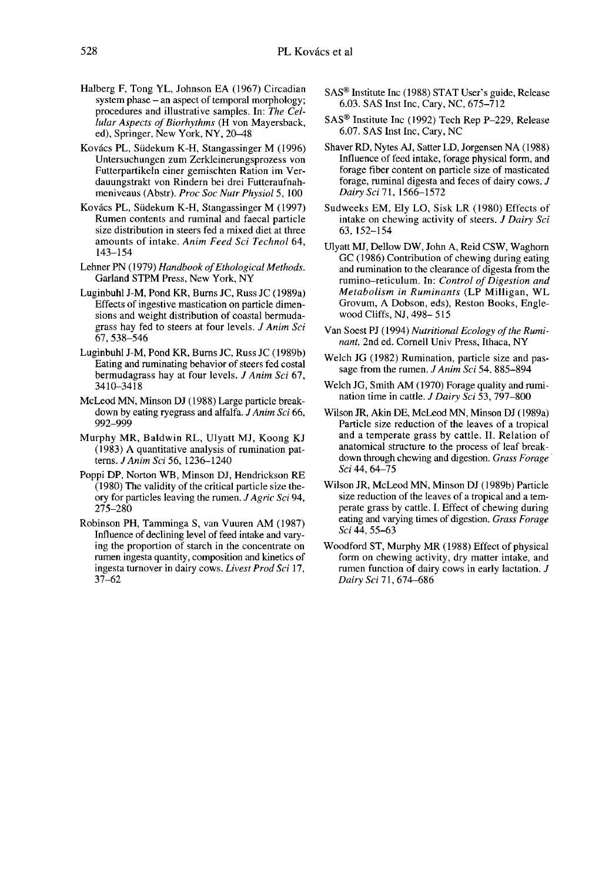Halberg F, Tong YL, Johnson EA (1967) Circadian system phase – an aspect of temporal morphology; procedures and illustrative samples. In: *The Cellular Aspects of Biorhythms* (H von Mayersback, ed), Springer, New York, NY, 20–48

Kovács PL, Südekum K-H, Stangassinger M (1996) Untersuchungen zum Zerkleinerungsprozess von Futterpartikeln einer gemischten Ration im Verdauungstrakt von Rindern bei drei Futteraufnahmeniveaus (Abstr). *Proc Soc Nutr Physiol* 5, 100

Kovács PL, Südekum K-H, Stangassinger M (1997) Rumen contents and ruminal and faecal particle size distribution in steers fed a mixed diet at three amounts of intake. *Anim Feed Sci Technol* 64, 143–154

Lehner PN (1979) *Handbook of Ethological Methods*. Garland STPM Press, New York, NY

Luginbuhl J-M, Pond KR, Burns JC, Russ JC (1989a) Effects of ingestive mastication on particle dimensions and weight distribution of coastal bermudagrass hay fed to steers at four levels. *J Anim Sci* 67, 538–546

Luginbuhl J-M, Pond KR, Burns JC, Russ JC (1989b) Eating and ruminating behavior of steers fed costal bermudagrass hay at four levels. *J Anim Sci* 67, 3410–3418

McLeod MN, Minson DJ (1988) Large particle breakdown by eating ryegrass and alfalfa. *J Anim Sci* 66, 992–999

Murphy MR, Baldwin RL, Ulyatt MJ, Koong KJ (1983) A quantitative analysis of rumination patterns. *J Anim Sci* 56, 1236–1240

Poppi DP, Norton WB, Minson DJ, Hendrickson RE (1980) The validity of the critical particle size theory for particles leaving the rumen. *J Agric Sci* 94, 275–280

Robinson PH, Tamminga S, van Vuuren AM (1987) Influence of declining level of feed intake and varying the proportion of starch in the concentrate on rumen ingesta quantity, composition and kinetics of ingesta turnover in dairy cows. *Livest Prod Sci* 17, 37–62

SAS® Institute Inc (1988) STAT User's guide, Release 6.03. SAS Inst Inc, Cary, NC, 675–712

SAS® Institute Inc (1992) Tech Rep P-229, Release 6.07. SAS Inst Inc, Cary, NC

Shaver RD, Nytes AJ, Satter LD, Jorgensen NA (1988) Influence of feed intake, forage physical form, and forage fiber content on particle size of masticated forage, ruminal digesta and feces of dairy cows. *J Dairy Sci* 71, 1566–1572

Sudweeks EM, Ely LO, Sisk LR (1980) Effects of intake on chewing activity of steers. *J Dairy Sci* 63, 152–154

Ulyatt MJ, Dellow DW, John A, Reid CSW, Waghorn GC (1986) Contribution of chewing during eating and rumination to the clearance of digesta from the rumino–reticulum. In: *Control of Digestion and Metabolism in Ruminants* (LP Milligan, WL Grovum, A Dobson, eds), Reston Books, Englewood Cliffs, NJ, 498– 515

Van Soest PJ (1994) *Nutritional Ecology of the Ruminant*, 2nd ed. Cornell Univ Press, Ithaca, NY

Welch JG (1982) Rumination, particle size and passage from the rumen. *J Anim Sci* 54, 885–894

Welch JG, Smith AM (1970) Forage quality and rumination time in cattle. *J Dairy Sci* 53, 797–800

Wilson JR, Akin DE, McLeod MN, Minson DJ (1989a) Particle size reduction of the leaves of a tropical and a temperate grass by cattle. II. Relation of anatomical structure to the process of leaf breakdown through chewing and digestion. *Grass Forage Sci* 44, 64–75

Wilson JR, McLeod MN, Minson DJ (1989b) Particle size reduction of the leaves of a tropical and a temperate grass by cattle. I. Effect of chewing during eating and varying times of digestion. *Grass Forage Sci* 44, 55–63

Woodford ST, Murphy MR (1988) Effect of physical form on chewing activity, dry matter intake, and rumen function of dairy cows in early lactation. *J Dairy Sci* 71, 674–686